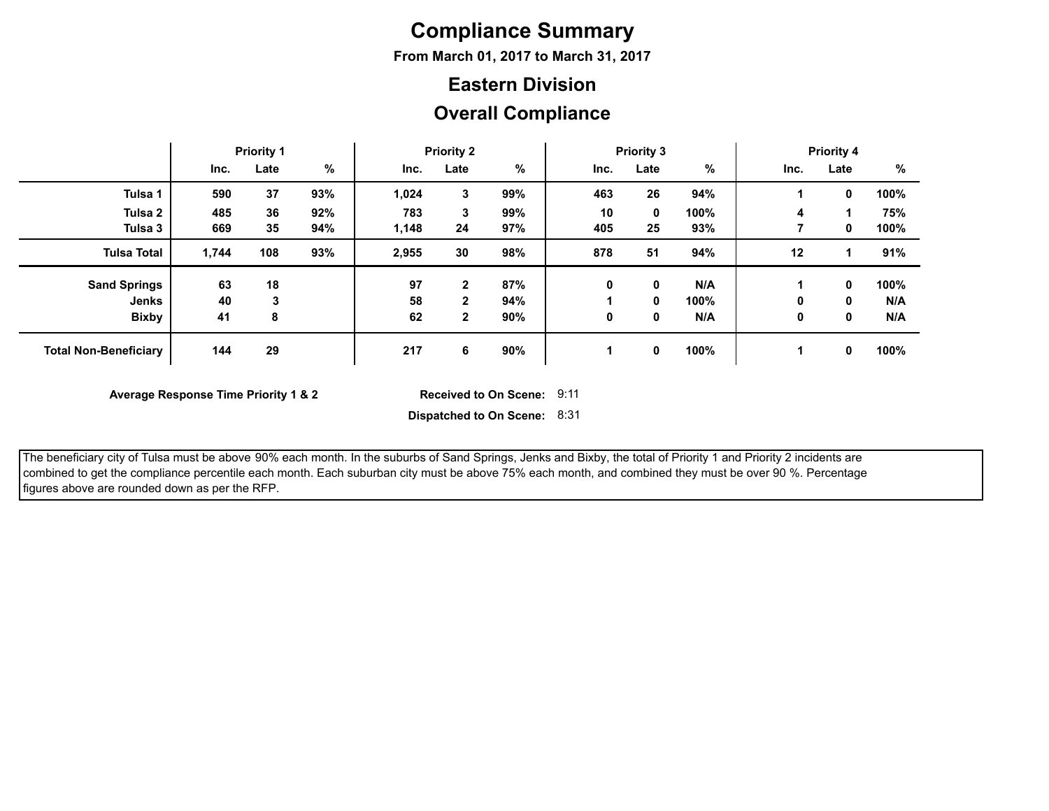# Compliance Summary

**From March 01, 2017 to March 31, 2017**

## Eastern Division

## Overall Compliance

| | Priority 1 | | | Priority 2 | | | Priority 3 | | | Priority 4 | | |
|---|---|---|---|---|---|---|---|---|---|---|---|---|
| | Inc. | Late | % | Inc. | Late | % | Inc. | Late | % | Inc. | Late | % |
| **Tulsa 1** | 590 | 37 | 93% | 1,024 | 3 | 99% | 463 | 26 | 94% | 1 | 0 | 100% |
| **Tulsa 2** | 485 | 36 | 92% | 783 | 3 | 99% | 10 | 0 | 100% | 4 | 1 | 75% |
| **Tulsa 3** | 669 | 35 | 94% | 1,148 | 24 | 97% | 405 | 25 | 93% | 7 | 0 | 100% |
| **Tulsa Total** | 1,744 | 108 | 93% | 2,955 | 30 | 98% | 878 | 51 | 94% | 12 | 1 | 91% |
| **Sand Springs** | 63 | 18 | | 97 | 2 | 87% | 0 | 0 | N/A | 1 | 0 | 100% |
| **Jenks** | 40 | 3 | | 58 | 2 | 94% | 1 | 0 | 100% | 0 | 0 | N/A |
| **Bixby** | 41 | 8 | | 62 | 2 | 90% | 0 | 0 | N/A | 0 | 0 | N/A |
| **Total Non-Beneficiary** | 144 | 29 | | 217 | 6 | 90% | 1 | 0 | 100% | 1 | 0 | 100% |

**Average Response Time Priority 1 & 2**

**Received to On Scene:** 9:11

**Dispatched to On Scene:** 8:31

The beneficiary city of Tulsa must be above 90% each month. In the suburbs of Sand Springs, Jenks and Bixby, the total of Priority 1 and Priority 2 incidents are combined to get the compliance percentile each month. Each suburban city must be above 75% each month, and combined they must be over 90 %. Percentage figures above are rounded down as per the RFP.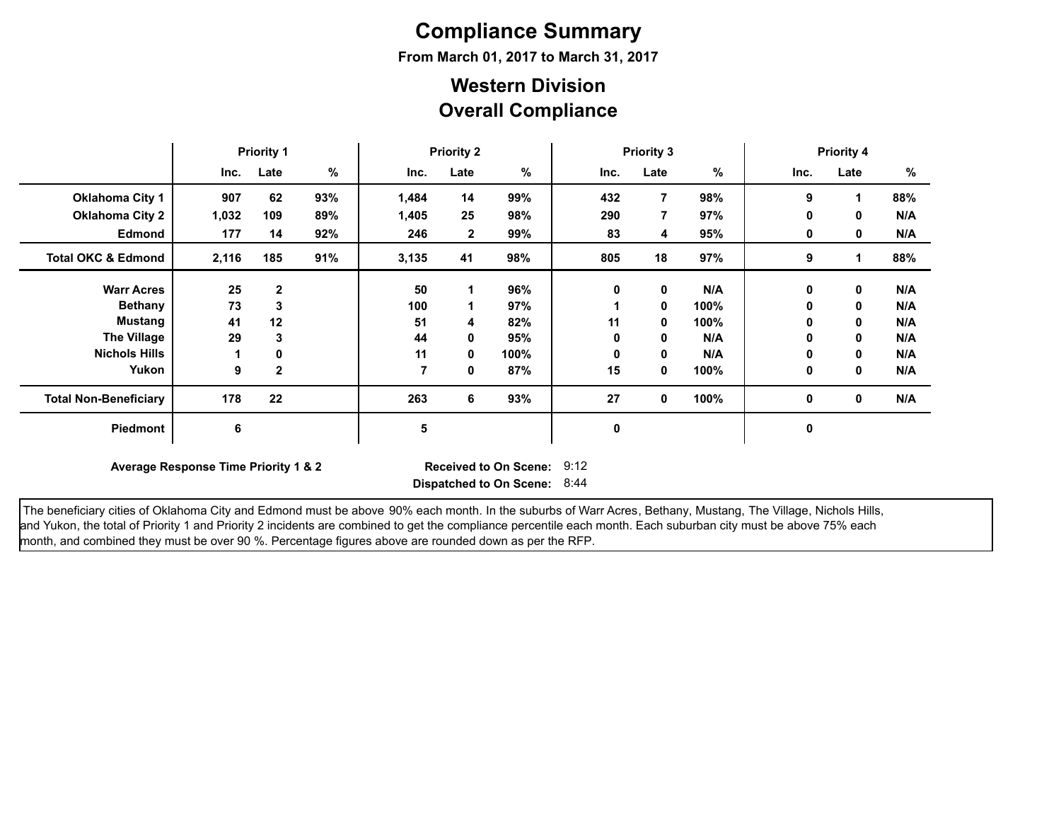# Compliance Summary

**From March 01, 2017 to March 31, 2017**

## Western Division
## Overall Compliance

| | Priority 1 | | | Priority 2 | | | Priority 3 | | | Priority 4 | | |
|---|---|---|---|---|---|---|---|---|---|---|---|---|
| | Inc. | Late | % | Inc. | Late | % | Inc. | Late | % | Inc. | Late | % |
| **Oklahoma City 1** | 907 | 62 | 93% | 1,484 | 14 | 99% | 432 | 7 | 98% | 9 | 1 | 88% |
| **Oklahoma City 2** | 1,032 | 109 | 89% | 1,405 | 25 | 98% | 290 | 7 | 97% | 0 | 0 | N/A |
| **Edmond** | 177 | 14 | 92% | 246 | 2 | 99% | 83 | 4 | 95% | 0 | 0 | N/A |
| **Total OKC & Edmond** | 2,116 | 185 | 91% | 3,135 | 41 | 98% | 805 | 18 | 97% | 9 | 1 | 88% |
| **Warr Acres** | 25 | 2 | | 50 | 1 | 96% | 0 | 0 | N/A | 0 | 0 | N/A |
| **Bethany** | 73 | 3 | | 100 | 1 | 97% | 1 | 0 | 100% | 0 | 0 | N/A |
| **Mustang** | 41 | 12 | | 51 | 4 | 82% | 11 | 0 | 100% | 0 | 0 | N/A |
| **The Village** | 29 | 3 | | 44 | 0 | 95% | 0 | 0 | N/A | 0 | 0 | N/A |
| **Nichols Hills** | 1 | 0 | | 11 | 0 | 100% | 0 | 0 | N/A | 0 | 0 | N/A |
| **Yukon** | 9 | 2 | | 7 | 0 | 87% | 15 | 0 | 100% | 0 | 0 | N/A |
| **Total Non-Beneficiary** | 178 | 22 | | 263 | 6 | 93% | 27 | 0 | 100% | 0 | 0 | N/A |
| **Piedmont** | 6 | | | 5 | | | 0 | | | 0 | | |

**Average Response Time Priority 1 & 2**

**Received to On Scene:** 9:12

**Dispatched to On Scene:** 8:44

The beneficiary cities of Oklahoma City and Edmond must be above 90% each month. In the suburbs of Warr Acres, Bethany, Mustang, The Village, Nichols Hills, and Yukon, the total of Priority 1 and Priority 2 incidents are combined to get the compliance percentile each month. Each suburban city must be above 75% each month, and combined they must be over 90 %. Percentage figures above are rounded down as per the RFP.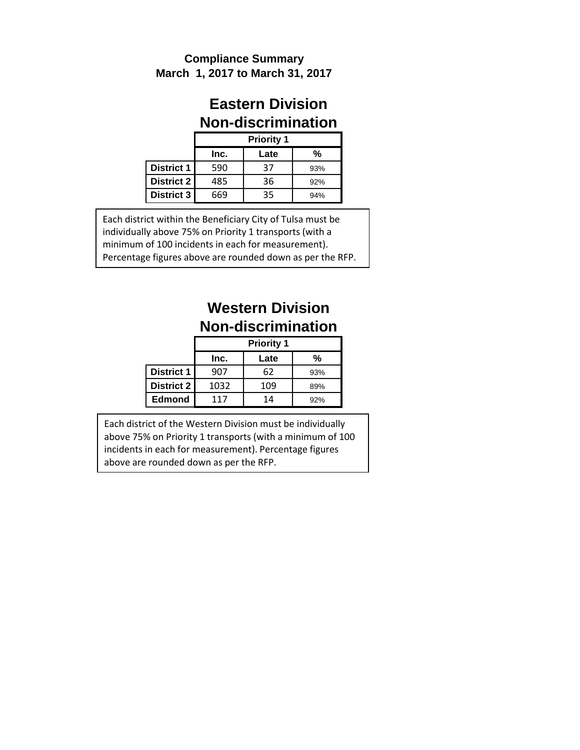**Compliance Summary**
**March 1, 2017 to March 31, 2017**

## Eastern Division Non-discrimination

| | Priority 1 | | |
|---|---|---|---|
| | **Inc.** | **Late** | **%** |
| **District 1** | 590 | 37 | 93% |
| **District 2** | 485 | 36 | 92% |
| **District 3** | 669 | 35 | 94% |

Each district within the Beneficiary City of Tulsa must be individually above 75% on Priority 1 transports (with a minimum of 100 incidents in each for measurement). Percentage figures above are rounded down as per the RFP.

## Western Division Non-discrimination

| | Priority 1 | | |
|---|---|---|---|
| | **Inc.** | **Late** | **%** |
| **District 1** | 907 | 62 | 93% |
| **District 2** | 1032 | 109 | 89% |
| **Edmond** | 117 | 14 | 92% |

Each district of the Western Division must be individually above 75% on Priority 1 transports (with a minimum of 100 incidents in each for measurement). Percentage figures above are rounded down as per the RFP.